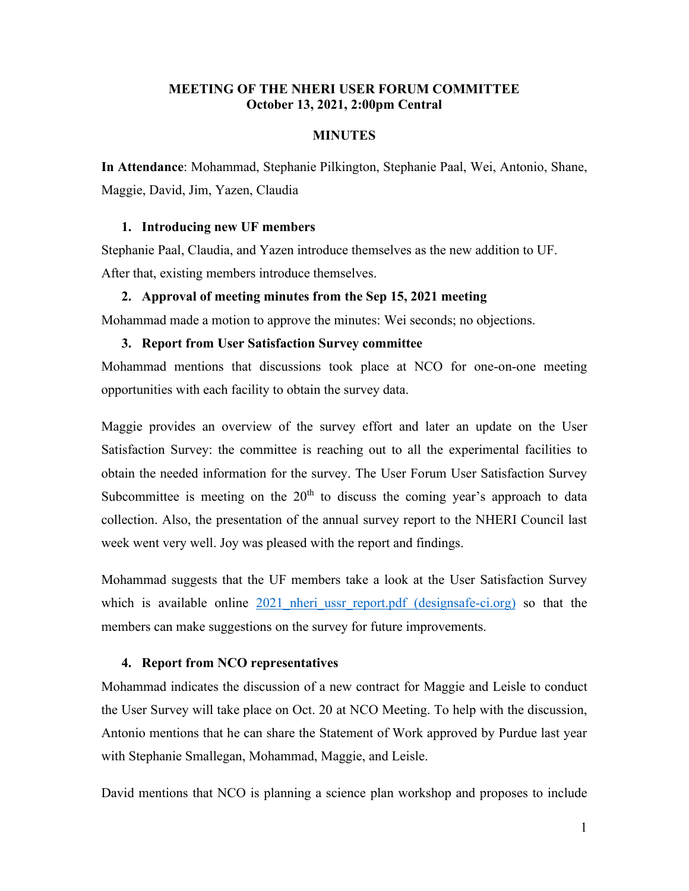**MEETING OF THE NHERI USER FORUM COMMITTEE**
**October 13, 2021, 2:00pm Central**

**MINUTES**

**In Attendance**: Mohammad, Stephanie Pilkington, Stephanie Paal, Wei, Antonio, Shane, Maggie, David, Jim, Yazen, Claudia

1. **Introducing new UF members**

Stephanie Paal, Claudia, and Yazen introduce themselves as the new addition to UF. After that, existing members introduce themselves.

2. **Approval of meeting minutes from the Sep 15, 2021 meeting**

Mohammad made a motion to approve the minutes: Wei seconds; no objections.

3. **Report from User Satisfaction Survey committee**

Mohammad mentions that discussions took place at NCO for one-on-one meeting opportunities with each facility to obtain the survey data.

Maggie provides an overview of the survey effort and later an update on the User Satisfaction Survey: the committee is reaching out to all the experimental facilities to obtain the needed information for the survey. The User Forum User Satisfaction Survey Subcommittee is meeting on the 20th to discuss the coming year's approach to data collection. Also, the presentation of the annual survey report to the NHERI Council last week went very well. Joy was pleased with the report and findings.

Mohammad suggests that the UF members take a look at the User Satisfaction Survey which is available online [2021_nheri_ussr_report.pdf (designsafe-ci.org)] so that the members can make suggestions on the survey for future improvements.

4. **Report from NCO representatives**

Mohammad indicates the discussion of a new contract for Maggie and Leisle to conduct the User Survey will take place on Oct. 20 at NCO Meeting. To help with the discussion, Antonio mentions that he can share the Statement of Work approved by Purdue last year with Stephanie Smallegan, Mohammad, Maggie, and Leisle.

David mentions that NCO is planning a science plan workshop and proposes to include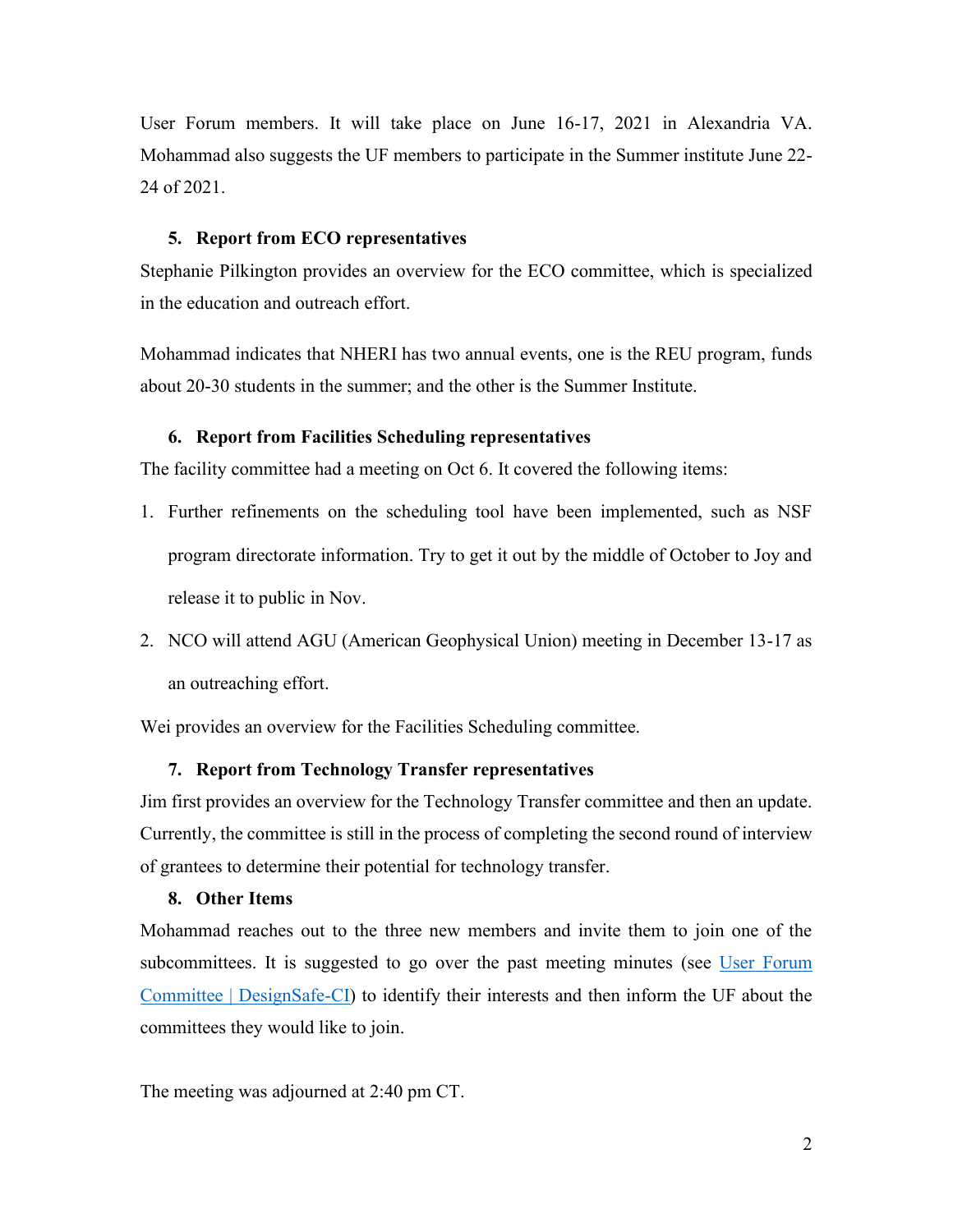User Forum members. It will take place on June 16-17, 2021 in Alexandria VA. Mohammad also suggests the UF members to participate in the Summer institute June 22-24 of 2021.

**5. Report from ECO representatives**

Stephanie Pilkington provides an overview for the ECO committee, which is specialized in the education and outreach effort.

Mohammad indicates that NHERI has two annual events, one is the REU program, funds about 20-30 students in the summer; and the other is the Summer Institute.

**6. Report from Facilities Scheduling representatives**

The facility committee had a meeting on Oct 6. It covered the following items:

1. Further refinements on the scheduling tool have been implemented, such as NSF program directorate information. Try to get it out by the middle of October to Joy and release it to public in Nov.
2. NCO will attend AGU (American Geophysical Union) meeting in December 13-17 as an outreaching effort.

Wei provides an overview for the Facilities Scheduling committee.

**7. Report from Technology Transfer representatives**

Jim first provides an overview for the Technology Transfer committee and then an update. Currently, the committee is still in the process of completing the second round of interview of grantees to determine their potential for technology transfer.

**8. Other Items**

Mohammad reaches out to the three new members and invite them to join one of the subcommittees. It is suggested to go over the past meeting minutes (see [User Forum Committee | DesignSafe-CI]) to identify their interests and then inform the UF about the committees they would like to join.

The meeting was adjourned at 2:40 pm CT.